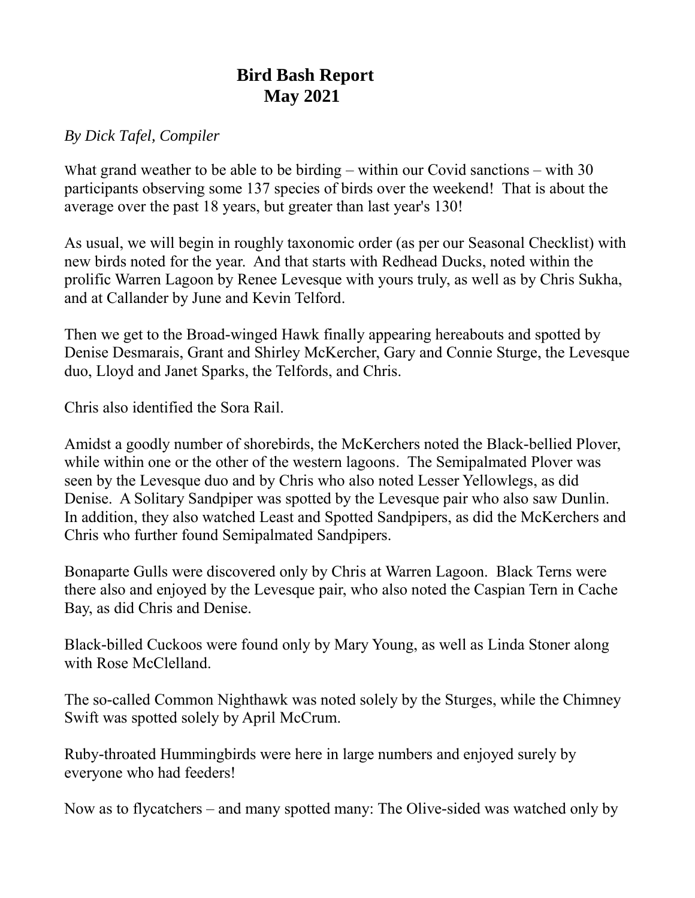# Bird Bash Report
# May 2021

*By Dick Tafel, Compiler*

What grand weather to be able to be birding – within our Covid sanctions – with 30 participants observing some 137 species of birds over the weekend! That is about the average over the past 18 years, but greater than last year's 130!

As usual, we will begin in roughly taxonomic order (as per our Seasonal Checklist) with new birds noted for the year. And that starts with Redhead Ducks, noted within the prolific Warren Lagoon by Renee Levesque with yours truly, as well as by Chris Sukha, and at Callander by June and Kevin Telford.

Then we get to the Broad-winged Hawk finally appearing hereabouts and spotted by Denise Desmarais, Grant and Shirley McKercher, Gary and Connie Sturge, the Levesque duo, Lloyd and Janet Sparks, the Telfords, and Chris.

Chris also identified the Sora Rail.

Amidst a goodly number of shorebirds, the McKerchers noted the Black-bellied Plover, while within one or the other of the western lagoons. The Semipalmated Plover was seen by the Levesque duo and by Chris who also noted Lesser Yellowlegs, as did Denise. A Solitary Sandpiper was spotted by the Levesque pair who also saw Dunlin. In addition, they also watched Least and Spotted Sandpipers, as did the McKerchers and Chris who further found Semipalmated Sandpipers.

Bonaparte Gulls were discovered only by Chris at Warren Lagoon. Black Terns were there also and enjoyed by the Levesque pair, who also noted the Caspian Tern in Cache Bay, as did Chris and Denise.

Black-billed Cuckoos were found only by Mary Young, as well as Linda Stoner along with Rose McClelland.

The so-called Common Nighthawk was noted solely by the Sturges, while the Chimney Swift was spotted solely by April McCrum.

Ruby-throated Hummingbirds were here in large numbers and enjoyed surely by everyone who had feeders!

Now as to flycatchers – and many spotted many: The Olive-sided was watched only by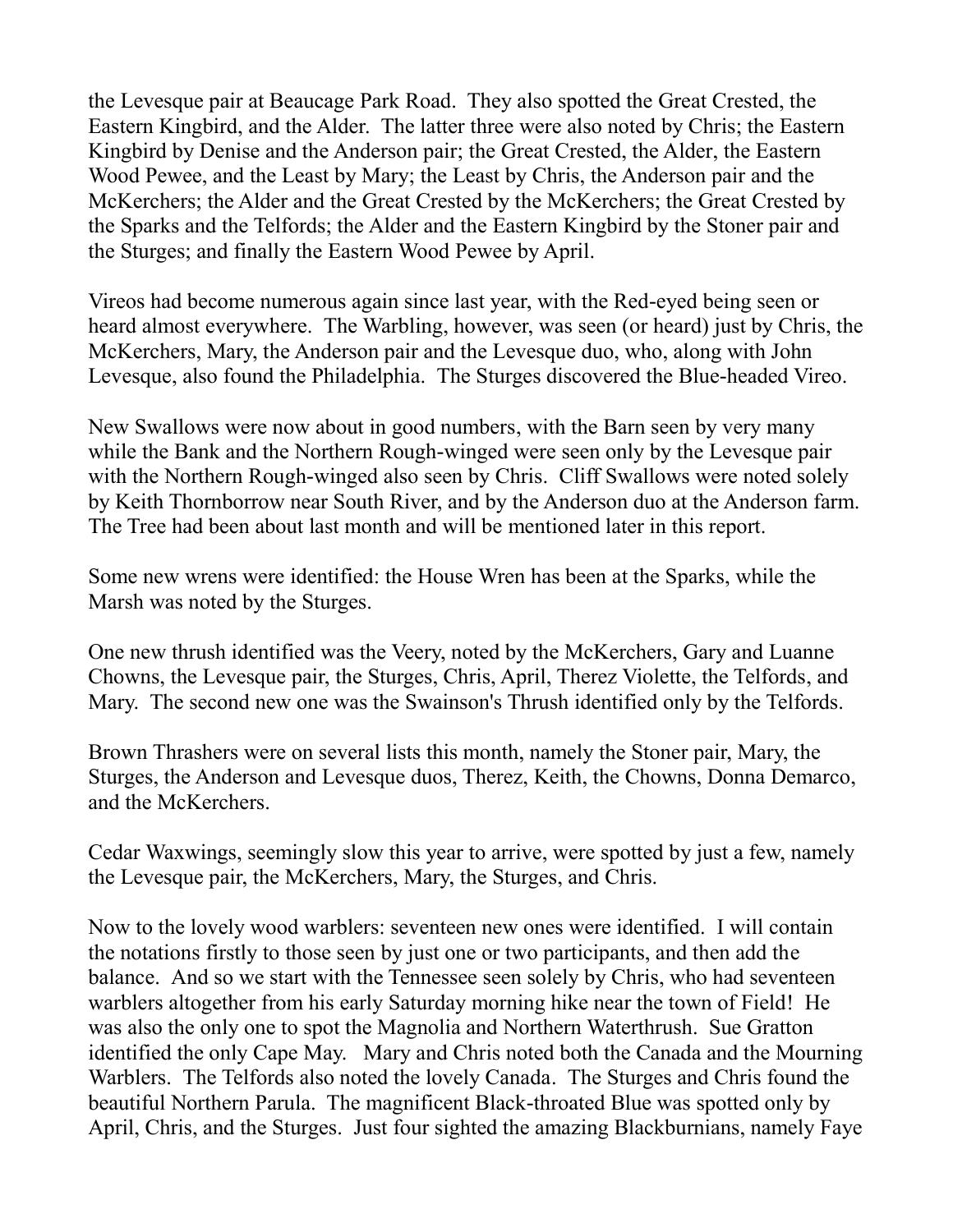the Levesque pair at Beaucage Park Road. They also spotted the Great Crested, the Eastern Kingbird, and the Alder. The latter three were also noted by Chris; the Eastern Kingbird by Denise and the Anderson pair; the Great Crested, the Alder, the Eastern Wood Pewee, and the Least by Mary; the Least by Chris, the Anderson pair and the McKerchers; the Alder and the Great Crested by the McKerchers; the Great Crested by the Sparks and the Telfords; the Alder and the Eastern Kingbird by the Stoner pair and the Sturges; and finally the Eastern Wood Pewee by April.

Vireos had become numerous again since last year, with the Red-eyed being seen or heard almost everywhere. The Warbling, however, was seen (or heard) just by Chris, the McKerchers, Mary, the Anderson pair and the Levesque duo, who, along with John Levesque, also found the Philadelphia. The Sturges discovered the Blue-headed Vireo.

New Swallows were now about in good numbers, with the Barn seen by very many while the Bank and the Northern Rough-winged were seen only by the Levesque pair with the Northern Rough-winged also seen by Chris. Cliff Swallows were noted solely by Keith Thornborrow near South River, and by the Anderson duo at the Anderson farm. The Tree had been about last month and will be mentioned later in this report.

Some new wrens were identified: the House Wren has been at the Sparks, while the Marsh was noted by the Sturges.

One new thrush identified was the Veery, noted by the McKerchers, Gary and Luanne Chowns, the Levesque pair, the Sturges, Chris, April, Therez Violette, the Telfords, and Mary. The second new one was the Swainson's Thrush identified only by the Telfords.

Brown Thrashers were on several lists this month, namely the Stoner pair, Mary, the Sturges, the Anderson and Levesque duos, Therez, Keith, the Chowns, Donna Demarco, and the McKerchers.

Cedar Waxwings, seemingly slow this year to arrive, were spotted by just a few, namely the Levesque pair, the McKerchers, Mary, the Sturges, and Chris.

Now to the lovely wood warblers: seventeen new ones were identified. I will contain the notations firstly to those seen by just one or two participants, and then add the balance. And so we start with the Tennessee seen solely by Chris, who had seventeen warblers altogether from his early Saturday morning hike near the town of Field! He was also the only one to spot the Magnolia and Northern Waterthrush. Sue Gratton identified the only Cape May. Mary and Chris noted both the Canada and the Mourning Warblers. The Telfords also noted the lovely Canada. The Sturges and Chris found the beautiful Northern Parula. The magnificent Black-throated Blue was spotted only by April, Chris, and the Sturges. Just four sighted the amazing Blackburnians, namely Faye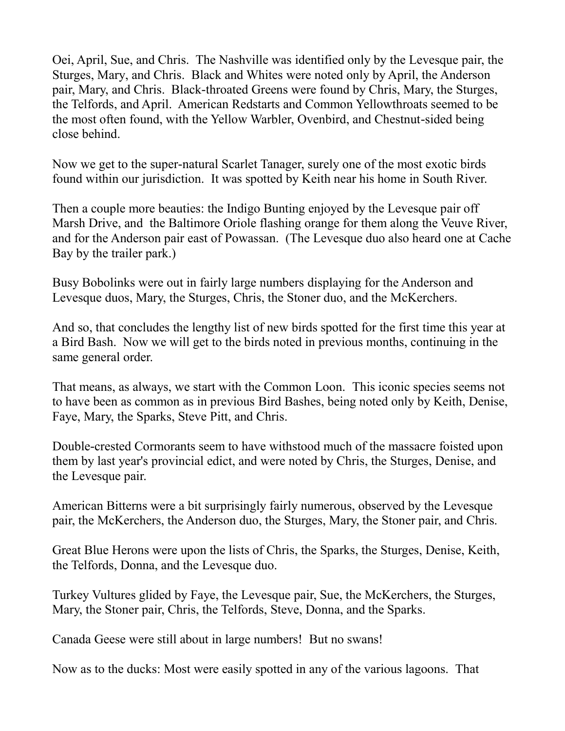Oei, April, Sue, and Chris. The Nashville was identified only by the Levesque pair, the Sturges, Mary, and Chris. Black and Whites were noted only by April, the Anderson pair, Mary, and Chris. Black-throated Greens were found by Chris, Mary, the Sturges, the Telfords, and April. American Redstarts and Common Yellowthroats seemed to be the most often found, with the Yellow Warbler, Ovenbird, and Chestnut-sided being close behind.

Now we get to the super-natural Scarlet Tanager, surely one of the most exotic birds found within our jurisdiction. It was spotted by Keith near his home in South River.

Then a couple more beauties: the Indigo Bunting enjoyed by the Levesque pair off Marsh Drive, and the Baltimore Oriole flashing orange for them along the Veuve River, and for the Anderson pair east of Powassan. (The Levesque duo also heard one at Cache Bay by the trailer park.)

Busy Bobolinks were out in fairly large numbers displaying for the Anderson and Levesque duos, Mary, the Sturges, Chris, the Stoner duo, and the McKerchers.

And so, that concludes the lengthy list of new birds spotted for the first time this year at a Bird Bash. Now we will get to the birds noted in previous months, continuing in the same general order.

That means, as always, we start with the Common Loon. This iconic species seems not to have been as common as in previous Bird Bashes, being noted only by Keith, Denise, Faye, Mary, the Sparks, Steve Pitt, and Chris.

Double-crested Cormorants seem to have withstood much of the massacre foisted upon them by last year's provincial edict, and were noted by Chris, the Sturges, Denise, and the Levesque pair.

American Bitterns were a bit surprisingly fairly numerous, observed by the Levesque pair, the McKerchers, the Anderson duo, the Sturges, Mary, the Stoner pair, and Chris.

Great Blue Herons were upon the lists of Chris, the Sparks, the Sturges, Denise, Keith, the Telfords, Donna, and the Levesque duo.

Turkey Vultures glided by Faye, the Levesque pair, Sue, the McKerchers, the Sturges, Mary, the Stoner pair, Chris, the Telfords, Steve, Donna, and the Sparks.

Canada Geese were still about in large numbers! But no swans!

Now as to the ducks: Most were easily spotted in any of the various lagoons. That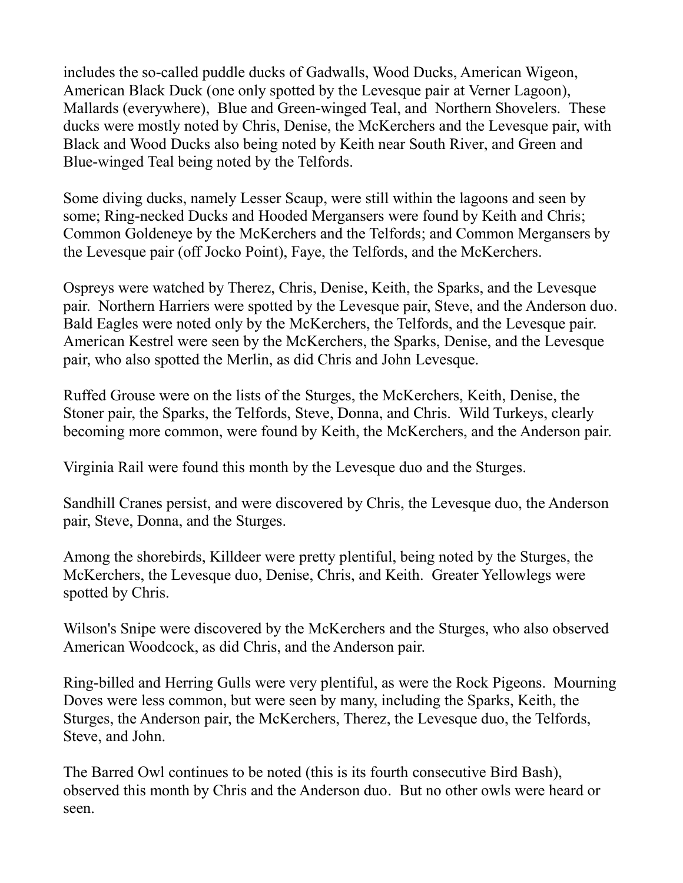includes the so-called puddle ducks of Gadwalls, Wood Ducks, American Wigeon, American Black Duck (one only spotted by the Levesque pair at Verner Lagoon), Mallards (everywhere), Blue and Green-winged Teal, and Northern Shovelers. These ducks were mostly noted by Chris, Denise, the McKerchers and the Levesque pair, with Black and Wood Ducks also being noted by Keith near South River, and Green and Blue-winged Teal being noted by the Telfords.

Some diving ducks, namely Lesser Scaup, were still within the lagoons and seen by some; Ring-necked Ducks and Hooded Mergansers were found by Keith and Chris; Common Goldeneye by the McKerchers and the Telfords; and Common Mergansers by the Levesque pair (off Jocko Point), Faye, the Telfords, and the McKerchers.

Ospreys were watched by Therez, Chris, Denise, Keith, the Sparks, and the Levesque pair. Northern Harriers were spotted by the Levesque pair, Steve, and the Anderson duo. Bald Eagles were noted only by the McKerchers, the Telfords, and the Levesque pair. American Kestrel were seen by the McKerchers, the Sparks, Denise, and the Levesque pair, who also spotted the Merlin, as did Chris and John Levesque.

Ruffed Grouse were on the lists of the Sturges, the McKerchers, Keith, Denise, the Stoner pair, the Sparks, the Telfords, Steve, Donna, and Chris. Wild Turkeys, clearly becoming more common, were found by Keith, the McKerchers, and the Anderson pair.

Virginia Rail were found this month by the Levesque duo and the Sturges.

Sandhill Cranes persist, and were discovered by Chris, the Levesque duo, the Anderson pair, Steve, Donna, and the Sturges.

Among the shorebirds, Killdeer were pretty plentiful, being noted by the Sturges, the McKerchers, the Levesque duo, Denise, Chris, and Keith. Greater Yellowlegs were spotted by Chris.

Wilson's Snipe were discovered by the McKerchers and the Sturges, who also observed American Woodcock, as did Chris, and the Anderson pair.

Ring-billed and Herring Gulls were very plentiful, as were the Rock Pigeons. Mourning Doves were less common, but were seen by many, including the Sparks, Keith, the Sturges, the Anderson pair, the McKerchers, Therez, the Levesque duo, the Telfords, Steve, and John.

The Barred Owl continues to be noted (this is its fourth consecutive Bird Bash), observed this month by Chris and the Anderson duo. But no other owls were heard or seen.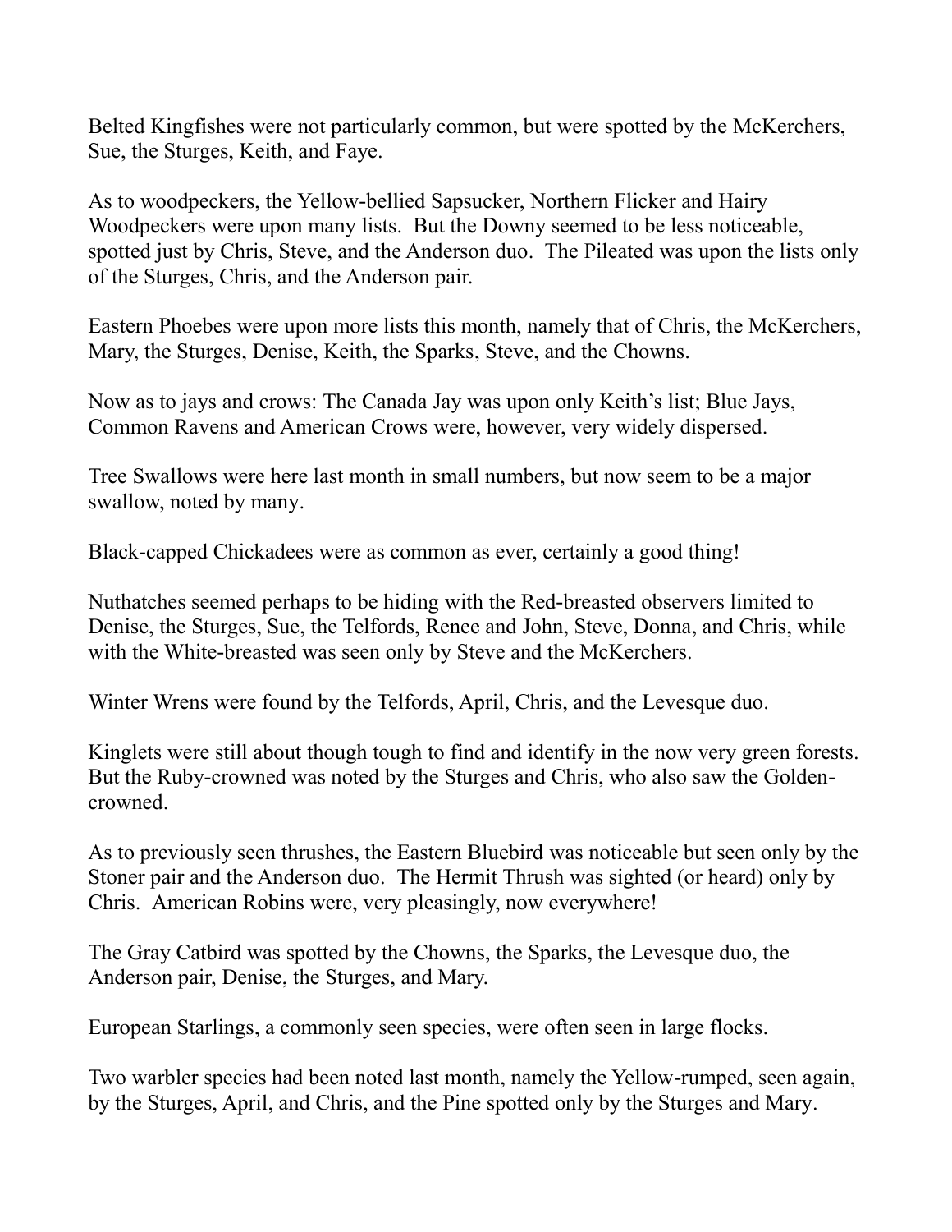Belted Kingfishes were not particularly common, but were spotted by the McKerchers, Sue, the Sturges, Keith, and Faye.

As to woodpeckers, the Yellow-bellied Sapsucker, Northern Flicker and Hairy Woodpeckers were upon many lists. But the Downy seemed to be less noticeable, spotted just by Chris, Steve, and the Anderson duo. The Pileated was upon the lists only of the Sturges, Chris, and the Anderson pair.

Eastern Phoebes were upon more lists this month, namely that of Chris, the McKerchers, Mary, the Sturges, Denise, Keith, the Sparks, Steve, and the Chowns.

Now as to jays and crows: The Canada Jay was upon only Keith's list; Blue Jays, Common Ravens and American Crows were, however, very widely dispersed.

Tree Swallows were here last month in small numbers, but now seem to be a major swallow, noted by many.

Black-capped Chickadees were as common as ever, certainly a good thing!

Nuthatches seemed perhaps to be hiding with the Red-breasted observers limited to Denise, the Sturges, Sue, the Telfords, Renee and John, Steve, Donna, and Chris, while with the White-breasted was seen only by Steve and the McKerchers.

Winter Wrens were found by the Telfords, April, Chris, and the Levesque duo.

Kinglets were still about though tough to find and identify in the now very green forests. But the Ruby-crowned was noted by the Sturges and Chris, who also saw the Golden-crowned.

As to previously seen thrushes, the Eastern Bluebird was noticeable but seen only by the Stoner pair and the Anderson duo. The Hermit Thrush was sighted (or heard) only by Chris. American Robins were, very pleasingly, now everywhere!

The Gray Catbird was spotted by the Chowns, the Sparks, the Levesque duo, the Anderson pair, Denise, the Sturges, and Mary.

European Starlings, a commonly seen species, were often seen in large flocks.

Two warbler species had been noted last month, namely the Yellow-rumped, seen again, by the Sturges, April, and Chris, and the Pine spotted only by the Sturges and Mary.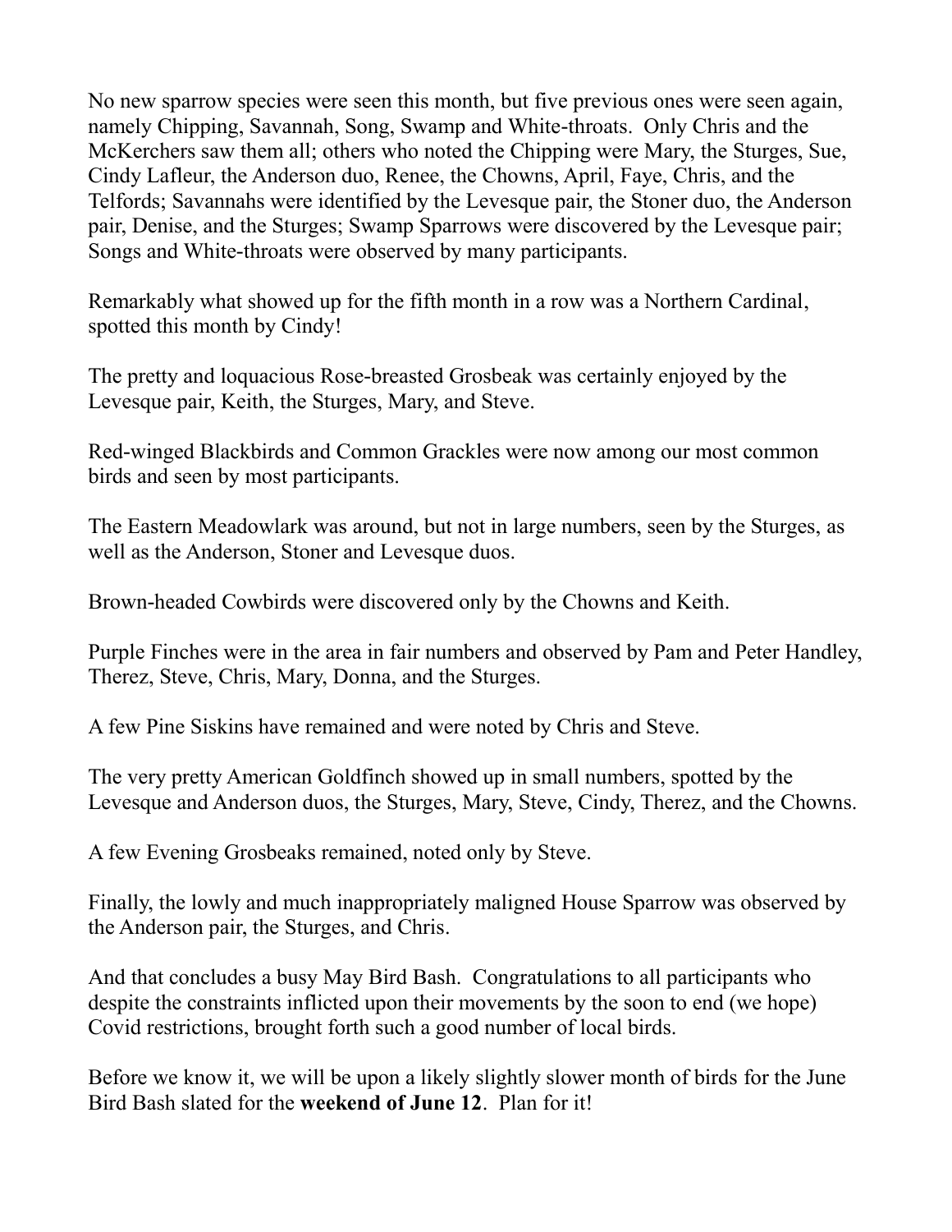No new sparrow species were seen this month, but five previous ones were seen again, namely Chipping, Savannah, Song, Swamp and White-throats. Only Chris and the McKerchers saw them all; others who noted the Chipping were Mary, the Sturges, Sue, Cindy Lafleur, the Anderson duo, Renee, the Chowns, April, Faye, Chris, and the Telfords; Savannahs were identified by the Levesque pair, the Stoner duo, the Anderson pair, Denise, and the Sturges; Swamp Sparrows were discovered by the Levesque pair; Songs and White-throats were observed by many participants.

Remarkably what showed up for the fifth month in a row was a Northern Cardinal, spotted this month by Cindy!

The pretty and loquacious Rose-breasted Grosbeak was certainly enjoyed by the Levesque pair, Keith, the Sturges, Mary, and Steve.

Red-winged Blackbirds and Common Grackles were now among our most common birds and seen by most participants.

The Eastern Meadowlark was around, but not in large numbers, seen by the Sturges, as well as the Anderson, Stoner and Levesque duos.

Brown-headed Cowbirds were discovered only by the Chowns and Keith.

Purple Finches were in the area in fair numbers and observed by Pam and Peter Handley, Therez, Steve, Chris, Mary, Donna, and the Sturges.

A few Pine Siskins have remained and were noted by Chris and Steve.

The very pretty American Goldfinch showed up in small numbers, spotted by the Levesque and Anderson duos, the Sturges, Mary, Steve, Cindy, Therez, and the Chowns.

A few Evening Grosbeaks remained, noted only by Steve.

Finally, the lowly and much inappropriately maligned House Sparrow was observed by the Anderson pair, the Sturges, and Chris.

And that concludes a busy May Bird Bash. Congratulations to all participants who despite the constraints inflicted upon their movements by the soon to end (we hope) Covid restrictions, brought forth such a good number of local birds.

Before we know it, we will be upon a likely slightly slower month of birds for the June Bird Bash slated for the **weekend of June 12**. Plan for it!